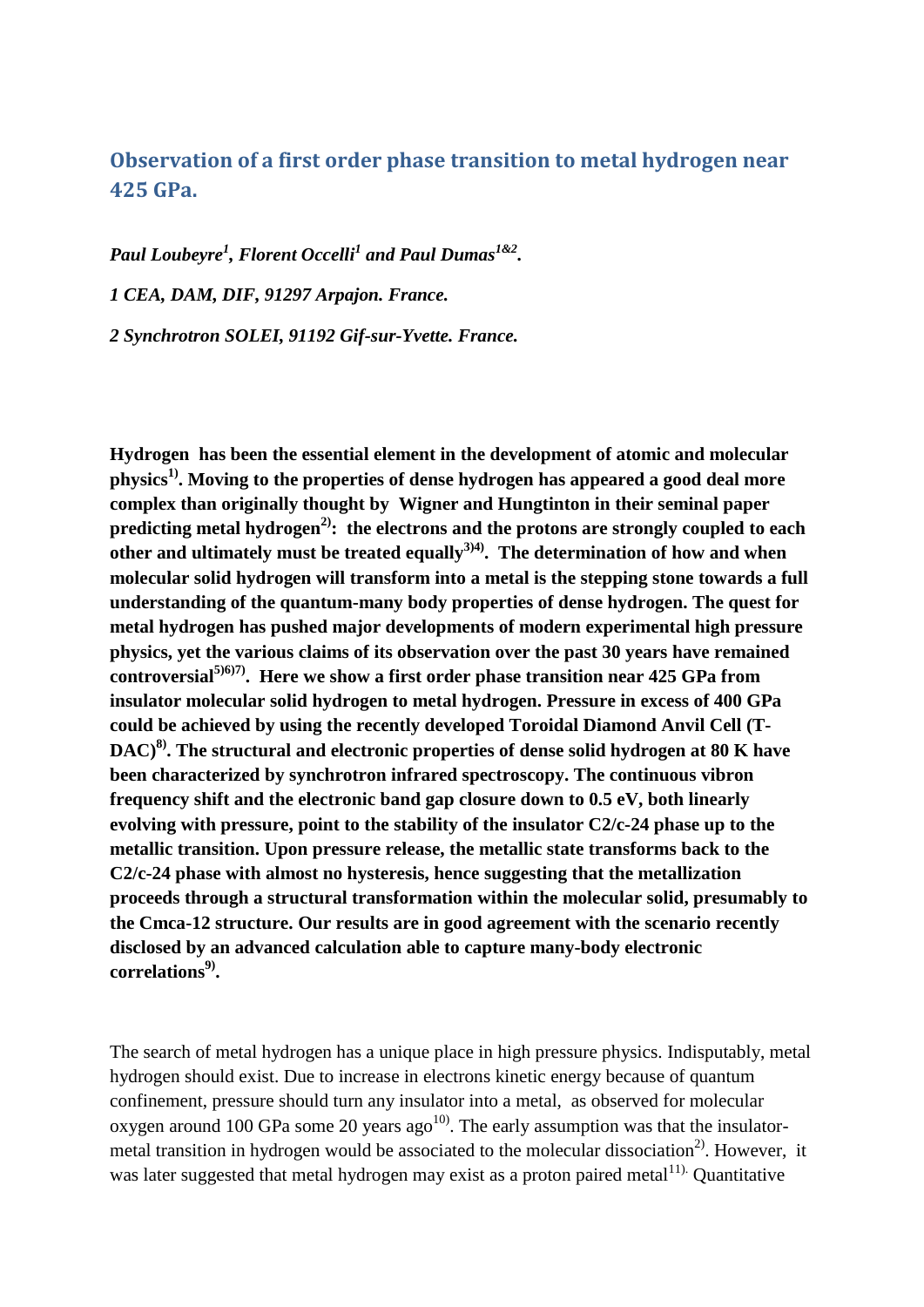## Observation of a first order phase transition to metal hydrogen near 425 GPa.

*Paul Loubeyre[1], Florent Occelli[1] and Paul Dumas[1&2].*

*1 CEA, DAM, DIF, 91297 Arpajon. France.*

*2 Synchrotron SOLEI, 91192 Gif-sur-Yvette. France.*

**Hydrogen has been the essential element in the development of atomic and molecular physics[1)]. Moving to the properties of dense hydrogen has appeared a good deal more complex than originally thought by Wigner and Hungtinton in their seminal paper predicting metal hydrogen[2)]: the electrons and the protons are strongly coupled to each other and ultimately must be treated equally[3)4)]. The determination of how and when molecular solid hydrogen will transform into a metal is the stepping stone towards a full understanding of the quantum-many body properties of dense hydrogen. The quest for metal hydrogen has pushed major developments of modern experimental high pressure physics, yet the various claims of its observation over the past 30 years have remained controversial[5)6)7)]. Here we show a first order phase transition near 425 GPa from insulator molecular solid hydrogen to metal hydrogen. Pressure in excess of 400 GPa could be achieved by using the recently developed Toroidal Diamond Anvil Cell (T-DAC)[8)]. The structural and electronic properties of dense solid hydrogen at 80 K have been characterized by synchrotron infrared spectroscopy. The continuous vibron frequency shift and the electronic band gap closure down to 0.5 eV, both linearly evolving with pressure, point to the stability of the insulator C2/c-24 phase up to the metallic transition. Upon pressure release, the metallic state transforms back to the C2/c-24 phase with almost no hysteresis, hence suggesting that the metallization proceeds through a structural transformation within the molecular solid, presumably to the Cmca-12 structure. Our results are in good agreement with the scenario recently disclosed by an advanced calculation able to capture many-body electronic correlations[9)].**

The search of metal hydrogen has a unique place in high pressure physics. Indisputably, metal hydrogen should exist. Due to increase in electrons kinetic energy because of quantum confinement, pressure should turn any insulator into a metal, as observed for molecular oxygen around 100 GPa some 20 years ago[10)]. The early assumption was that the insulator-metal transition in hydrogen would be associated to the molecular dissociation[2)]. However, it was later suggested that metal hydrogen may exist as a proton paired metal[11)]. Quantitative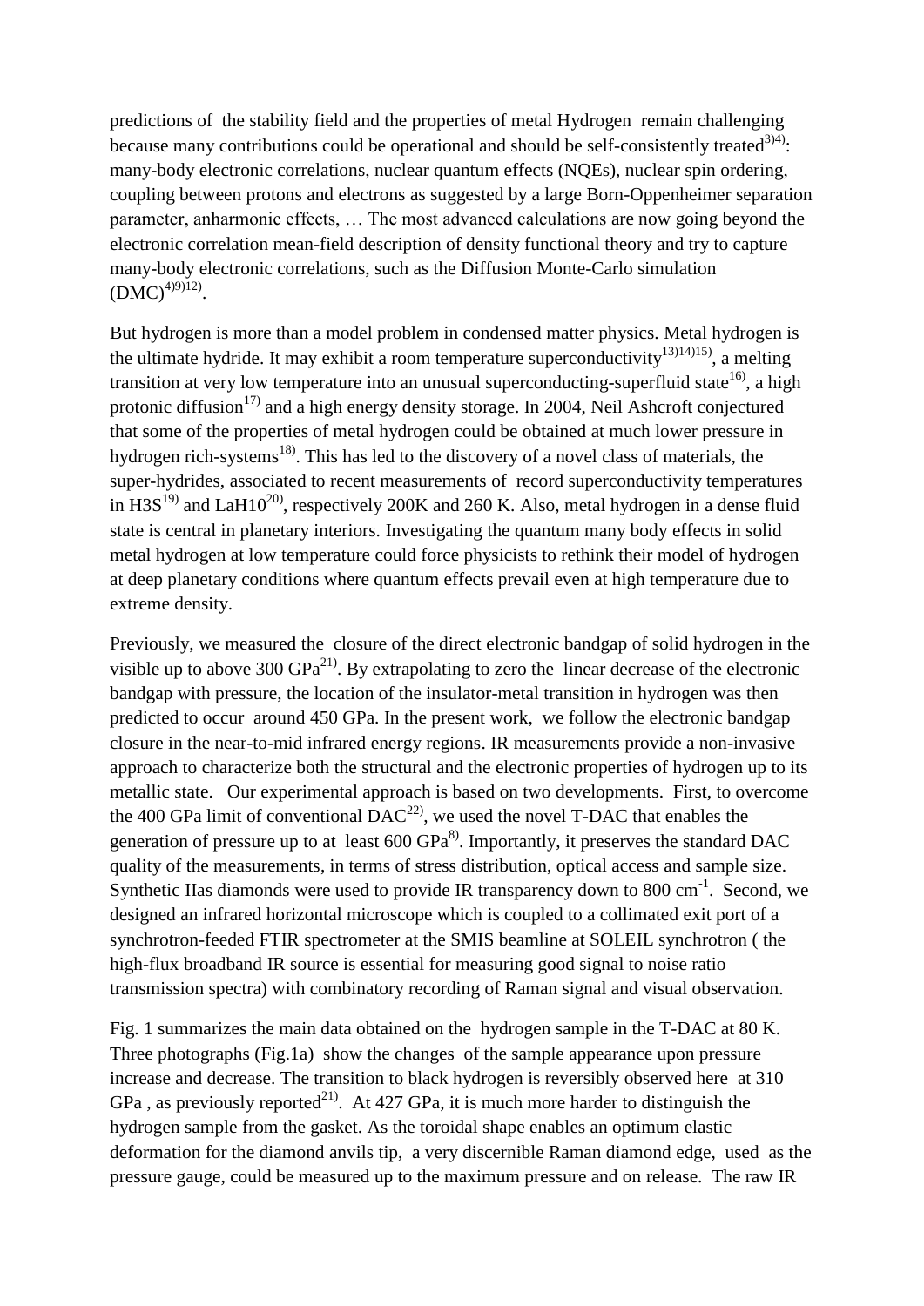predictions of the stability field and the properties of metal Hydrogen remain challenging because many contributions could be operational and should be self-consistently treated[3)4)]: many-body electronic correlations, nuclear quantum effects (NQEs), nuclear spin ordering, coupling between protons and electrons as suggested by a large Born-Oppenheimer separation parameter, anharmonic effects, … The most advanced calculations are now going beyond the electronic correlation mean-field description of density functional theory and try to capture many-body electronic correlations, such as the Diffusion Monte-Carlo simulation (DMC)[4)9)12)].

But hydrogen is more than a model problem in condensed matter physics. Metal hydrogen is the ultimate hydride. It may exhibit a room temperature superconductivity[13)14)15)], a melting transition at very low temperature into an unusual superconducting-superfluid state[16)], a high protonic diffusion[17)] and a high energy density storage. In 2004, Neil Ashcroft conjectured that some of the properties of metal hydrogen could be obtained at much lower pressure in hydrogen rich-systems[18)]. This has led to the discovery of a novel class of materials, the super-hydrides, associated to recent measurements of record superconductivity temperatures in $H_3S$[19)] and $LaH_{10}$[20)], respectively 200K and 260 K. Also, metal hydrogen in a dense fluid state is central in planetary interiors. Investigating the quantum many body effects in solid metal hydrogen at low temperature could force physicists to rethink their model of hydrogen at deep planetary conditions where quantum effects prevail even at high temperature due to extreme density.

Previously, we measured the closure of the direct electronic bandgap of solid hydrogen in the visible up to above 300 GPa[21)]. By extrapolating to zero the linear decrease of the electronic bandgap with pressure, the location of the insulator-metal transition in hydrogen was then predicted to occur around 450 GPa. In the present work, we follow the electronic bandgap closure in the near-to-mid infrared energy regions. IR measurements provide a non-invasive approach to characterize both the structural and the electronic properties of hydrogen up to its metallic state. Our experimental approach is based on two developments. First, to overcome the 400 GPa limit of conventional DAC[22)], we used the novel T-DAC that enables the generation of pressure up to at least 600 GPa[8)]. Importantly, it preserves the standard DAC quality of the measurements, in terms of stress distribution, optical access and sample size. Synthetic IIas diamonds were used to provide IR transparency down to 800 $cm^{-1}$. Second, we designed an infrared horizontal microscope which is coupled to a collimated exit port of a synchrotron-feeded FTIR spectrometer at the SMIS beamline at SOLEIL synchrotron ( the high-flux broadband IR source is essential for measuring good signal to noise ratio transmission spectra) with combinatory recording of Raman signal and visual observation.

Fig. 1 summarizes the main data obtained on the hydrogen sample in the T-DAC at 80 K. Three photographs (Fig.1a) show the changes of the sample appearance upon pressure increase and decrease. The transition to black hydrogen is reversibly observed here at 310 GPa , as previously reported[21)]. At 427 GPa, it is much more harder to distinguish the hydrogen sample from the gasket. As the toroidal shape enables an optimum elastic deformation for the diamond anvils tip, a very discernible Raman diamond edge, used as the pressure gauge, could be measured up to the maximum pressure and on release. The raw IR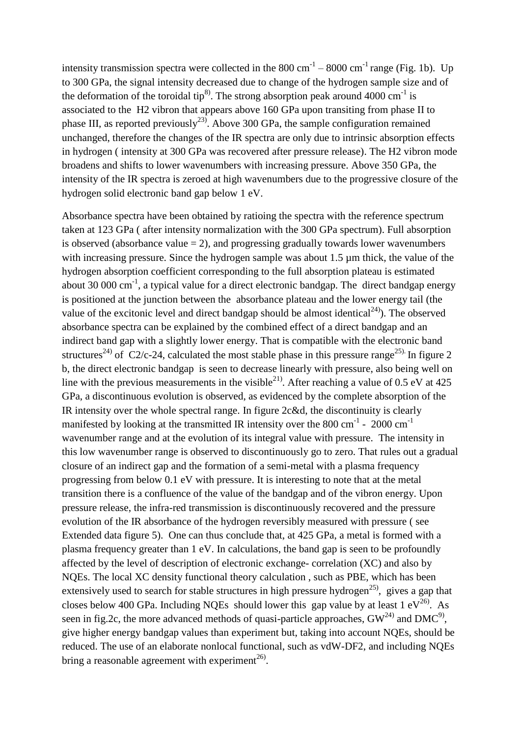intensity transmission spectra were collected in the 800 $cm^{-1}$ – 8000 $cm^{-1}$ range (Fig. 1b). Up to 300 GPa, the signal intensity decreased due to change of the hydrogen sample size and of the deformation of the toroidal tip[8]. The strong absorption peak around 4000 $cm^{-1}$ is associated to the H2 vibron that appears above 160 GPa upon transiting from phase II to phase III, as reported previously[23]. Above 300 GPa, the sample configuration remained unchanged, therefore the changes of the IR spectra are only due to intrinsic absorption effects in hydrogen ( intensity at 300 GPa was recovered after pressure release). The H2 vibron mode broadens and shifts to lower wavenumbers with increasing pressure. Above 350 GPa, the intensity of the IR spectra is zeroed at high wavenumbers due to the progressive closure of the hydrogen solid electronic band gap below 1 eV.

Absorbance spectra have been obtained by ratioing the spectra with the reference spectrum taken at 123 GPa ( after intensity normalization with the 300 GPa spectrum). Full absorption is observed (absorbance value = 2), and progressing gradually towards lower wavenumbers with increasing pressure. Since the hydrogen sample was about 1.5 µm thick, the value of the hydrogen absorption coefficient corresponding to the full absorption plateau is estimated about 30 000 $cm^{-1}$, a typical value for a direct electronic bandgap. The direct bandgap energy is positioned at the junction between the absorbance plateau and the lower energy tail (the value of the excitonic level and direct bandgap should be almost identical[24]). The observed absorbance spectra can be explained by the combined effect of a direct bandgap and an indirect band gap with a slightly lower energy. That is compatible with the electronic band structures[24] of C2/c-24, calculated the most stable phase in this pressure range[25]. In figure 2 b, the direct electronic bandgap is seen to decrease linearly with pressure, also being well on line with the previous measurements in the visible[21]. After reaching a value of 0.5 eV at 425 GPa, a discontinuous evolution is observed, as evidenced by the complete absorption of the IR intensity over the whole spectral range. In figure 2c&d, the discontinuity is clearly manifested by looking at the transmitted IR intensity over the 800 $cm^{-1}$ - 2000 $cm^{-1}$ wavenumber range and at the evolution of its integral value with pressure. The intensity in this low wavenumber range is observed to discontinuously go to zero. That rules out a gradual closure of an indirect gap and the formation of a semi-metal with a plasma frequency progressing from below 0.1 eV with pressure. It is interesting to note that at the metal transition there is a confluence of the value of the bandgap and of the vibron energy. Upon pressure release, the infra-red transmission is discontinuously recovered and the pressure evolution of the IR absorbance of the hydrogen reversibly measured with pressure ( see Extended data figure 5). One can thus conclude that, at 425 GPa, a metal is formed with a plasma frequency greater than 1 eV. In calculations, the band gap is seen to be profoundly affected by the level of description of electronic exchange- correlation (XC) and also by NQEs. The local XC density functional theory calculation , such as PBE, which has been extensively used to search for stable structures in high pressure hydrogen[25], gives a gap that closes below 400 GPa. Including NQEs should lower this gap value by at least 1 eV[26]. As seen in fig.2c, the more advanced methods of quasi-particle approaches, GW[24] and DMC[9], give higher energy bandgap values than experiment but, taking into account NQEs, should be reduced. The use of an elaborate nonlocal functional, such as vdW-DF2, and including NQEs bring a reasonable agreement with experiment[26].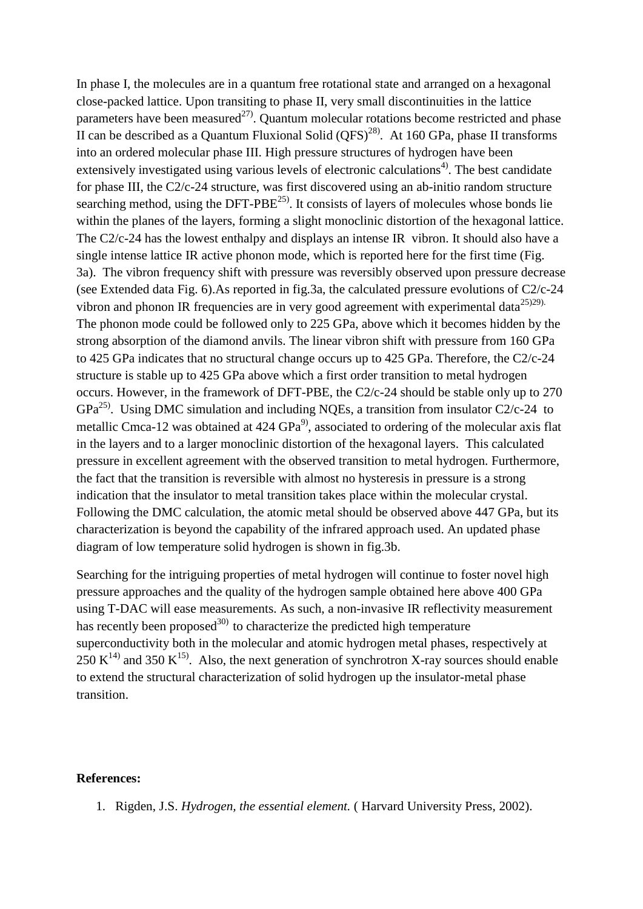In phase I, the molecules are in a quantum free rotational state and arranged on a hexagonal close-packed lattice. Upon transiting to phase II, very small discontinuities in the lattice parameters have been measured[27)]. Quantum molecular rotations become restricted and phase II can be described as a Quantum Fluxional Solid (QFS)[28)]. At 160 GPa, phase II transforms into an ordered molecular phase III. High pressure structures of hydrogen have been extensively investigated using various levels of electronic calculations[4)]. The best candidate for phase III, the C2/c-24 structure, was first discovered using an ab-initio random structure searching method, using the DFT-PBE[25)]. It consists of layers of molecules whose bonds lie within the planes of the layers, forming a slight monoclinic distortion of the hexagonal lattice. The C2/c-24 has the lowest enthalpy and displays an intense IR vibron. It should also have a single intense lattice IR active phonon mode, which is reported here for the first time (Fig. 3a). The vibron frequency shift with pressure was reversibly observed upon pressure decrease (see Extended data Fig. 6).As reported in fig.3a, the calculated pressure evolutions of C2/c-24 vibron and phonon IR frequencies are in very good agreement with experimental data[25)29).] The phonon mode could be followed only to 225 GPa, above which it becomes hidden by the strong absorption of the diamond anvils. The linear vibron shift with pressure from 160 GPa to 425 GPa indicates that no structural change occurs up to 425 GPa. Therefore, the C2/c-24 structure is stable up to 425 GPa above which a first order transition to metal hydrogen occurs. However, in the framework of DFT-PBE, the C2/c-24 should be stable only up to 270 GPa[25)]. Using DMC simulation and including NQEs, a transition from insulator C2/c-24 to metallic Cmca-12 was obtained at 424 GPa[9)], associated to ordering of the molecular axis flat in the layers and to a larger monoclinic distortion of the hexagonal layers. This calculated pressure in excellent agreement with the observed transition to metal hydrogen. Furthermore, the fact that the transition is reversible with almost no hysteresis in pressure is a strong indication that the insulator to metal transition takes place within the molecular crystal. Following the DMC calculation, the atomic metal should be observed above 447 GPa, but its characterization is beyond the capability of the infrared approach used. An updated phase diagram of low temperature solid hydrogen is shown in fig.3b.

Searching for the intriguing properties of metal hydrogen will continue to foster novel high pressure approaches and the quality of the hydrogen sample obtained here above 400 GPa using T-DAC will ease measurements. As such, a non-invasive IR reflectivity measurement has recently been proposed[30)] to characterize the predicted high temperature superconductivity both in the molecular and atomic hydrogen metal phases, respectively at 250 K[14)] and 350 K[15)]. Also, the next generation of synchrotron X-ray sources should enable to extend the structural characterization of solid hydrogen up the insulator-metal phase transition.

**References:**

1. Rigden, J.S. *Hydrogen, the essential element.* ( Harvard University Press, 2002).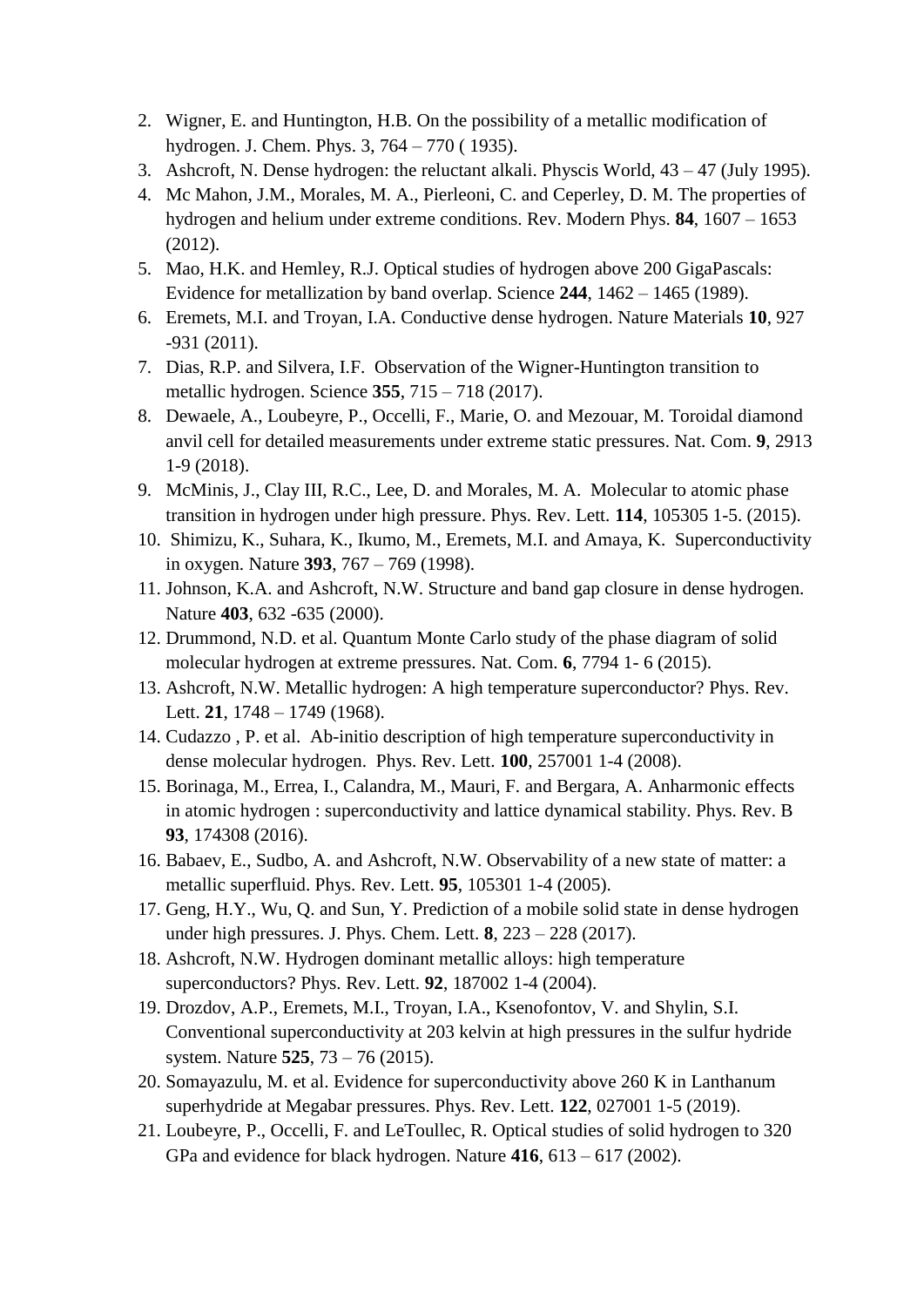2. Wigner, E. and Huntington, H.B. On the possibility of a metallic modification of hydrogen. J. Chem. Phys. 3, 764 – 770 ( 1935).
3. Ashcroft, N. Dense hydrogen: the reluctant alkali. Physcis World, 43 – 47 (July 1995).
4. Mc Mahon, J.M., Morales, M. A., Pierleoni, C. and Ceperley, D. M. The properties of hydrogen and helium under extreme conditions. Rev. Modern Phys. **84**, 1607 – 1653 (2012).
5. Mao, H.K. and Hemley, R.J. Optical studies of hydrogen above 200 GigaPascals: Evidence for metallization by band overlap. Science **244**, 1462 – 1465 (1989).
6. Eremets, M.I. and Troyan, I.A. Conductive dense hydrogen. Nature Materials **10**, 927 -931 (2011).
7. Dias, R.P. and Silvera, I.F. Observation of the Wigner-Huntington transition to metallic hydrogen. Science **355**, 715 – 718 (2017).
8. Dewaele, A., Loubeyre, P., Occelli, F., Marie, O. and Mezouar, M. Toroidal diamond anvil cell for detailed measurements under extreme static pressures. Nat. Com. **9**, 2913 1-9 (2018).
9. McMinis, J., Clay III, R.C., Lee, D. and Morales, M. A. Molecular to atomic phase transition in hydrogen under high pressure. Phys. Rev. Lett. **114**, 105305 1-5. (2015).
10. Shimizu, K., Suhara, K., Ikumo, M., Eremets, M.I. and Amaya, K. Superconductivity in oxygen. Nature **393**, 767 – 769 (1998).
11. Johnson, K.A. and Ashcroft, N.W. Structure and band gap closure in dense hydrogen. Nature **403**, 632 -635 (2000).
12. Drummond, N.D. et al. Quantum Monte Carlo study of the phase diagram of solid molecular hydrogen at extreme pressures. Nat. Com. **6**, 7794 1- 6 (2015).
13. Ashcroft, N.W. Metallic hydrogen: A high temperature superconductor? Phys. Rev. Lett. **21**, 1748 – 1749 (1968).
14. Cudazzo , P. et al. Ab-initio description of high temperature superconductivity in dense molecular hydrogen. Phys. Rev. Lett. **100**, 257001 1-4 (2008).
15. Borinaga, M., Errea, I., Calandra, M., Mauri, F. and Bergara, A. Anharmonic effects in atomic hydrogen : superconductivity and lattice dynamical stability. Phys. Rev. B **93**, 174308 (2016).
16. Babaev, E., Sudbo, A. and Ashcroft, N.W. Observability of a new state of matter: a metallic superfluid. Phys. Rev. Lett. **95**, 105301 1-4 (2005).
17. Geng, H.Y., Wu, Q. and Sun, Y. Prediction of a mobile solid state in dense hydrogen under high pressures. J. Phys. Chem. Lett. **8**, 223 – 228 (2017).
18. Ashcroft, N.W. Hydrogen dominant metallic alloys: high temperature superconductors? Phys. Rev. Lett. **92**, 187002 1-4 (2004).
19. Drozdov, A.P., Eremets, M.I., Troyan, I.A., Ksenofontov, V. and Shylin, S.I. Conventional superconductivity at 203 kelvin at high pressures in the sulfur hydride system. Nature **525**, 73 – 76 (2015).
20. Somayazulu, M. et al. Evidence for superconductivity above 260 K in Lanthanum superhydride at Megabar pressures. Phys. Rev. Lett. **122**, 027001 1-5 (2019).
21. Loubeyre, P., Occelli, F. and LeToullec, R. Optical studies of solid hydrogen to 320 GPa and evidence for black hydrogen. Nature **416**, 613 – 617 (2002).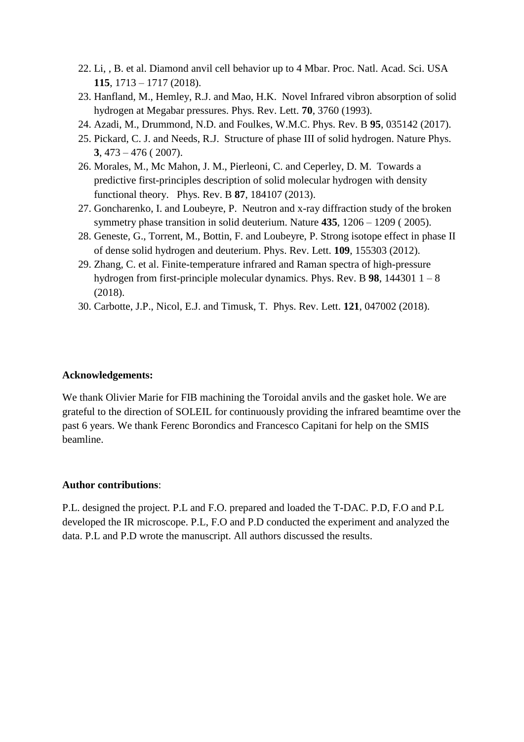22. Li, , B. et al. Diamond anvil cell behavior up to 4 Mbar. Proc. Natl. Acad. Sci. USA **115**, 1713 – 1717 (2018).
23. Hanfland, M., Hemley, R.J. and Mao, H.K. Novel Infrared vibron absorption of solid hydrogen at Megabar pressures. Phys. Rev. Lett. **70**, 3760 (1993).
24. Azadi, M., Drummond, N.D. and Foulkes, W.M.C. Phys. Rev. B **95**, 035142 (2017).
25. Pickard, C. J. and Needs, R.J. Structure of phase III of solid hydrogen. Nature Phys. **3**, 473 – 476 ( 2007).
26. Morales, M., Mc Mahon, J. M., Pierleoni, C. and Ceperley, D. M. Towards a predictive first-principles description of solid molecular hydrogen with density functional theory. Phys. Rev. B **87**, 184107 (2013).
27. Goncharenko, I. and Loubeyre, P. Neutron and x-ray diffraction study of the broken symmetry phase transition in solid deuterium. Nature **435**, 1206 – 1209 ( 2005).
28. Geneste, G., Torrent, M., Bottin, F. and Loubeyre, P. Strong isotope effect in phase II of dense solid hydrogen and deuterium. Phys. Rev. Lett. **109**, 155303 (2012).
29. Zhang, C. et al. Finite-temperature infrared and Raman spectra of high-pressure hydrogen from first-principle molecular dynamics. Phys. Rev. B **98**, 144301 1 – 8 (2018).
30. Carbotte, J.P., Nicol, E.J. and Timusk, T. Phys. Rev. Lett. **121**, 047002 (2018).

**Acknowledgements:**

We thank Olivier Marie for FIB machining the Toroidal anvils and the gasket hole. We are grateful to the direction of SOLEIL for continuously providing the infrared beamtime over the past 6 years. We thank Ferenc Borondics and Francesco Capitani for help on the SMIS beamline.

**Author contributions**:

P.L. designed the project. P.L and F.O. prepared and loaded the T-DAC. P.D, F.O and P.L developed the IR microscope. P.L, F.O and P.D conducted the experiment and analyzed the data. P.L and P.D wrote the manuscript. All authors discussed the results.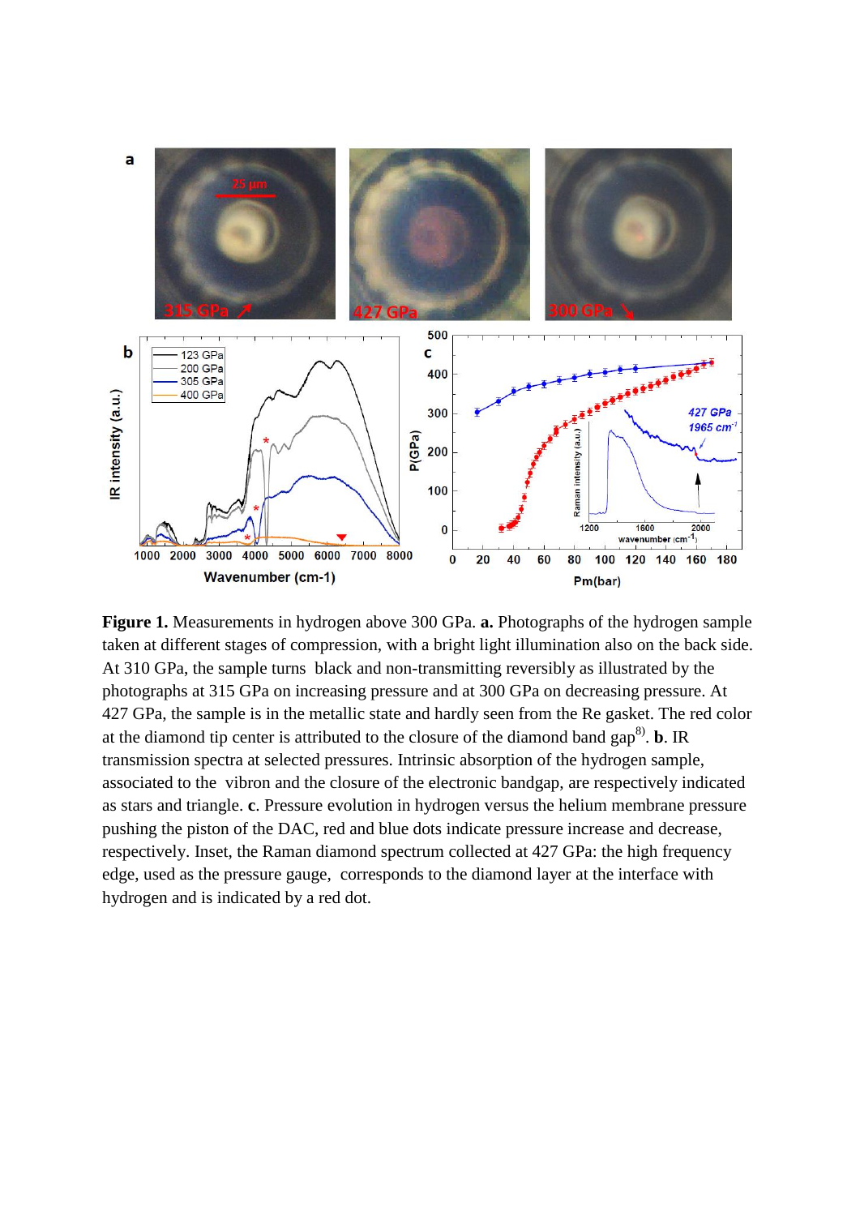**Figure 1.** Measurements in hydrogen above 300 GPa. **a.** Photographs of the hydrogen sample taken at different stages of compression, with a bright light illumination also on the back side. At 310 GPa, the sample turns black and non-transmitting reversibly as illustrated by the photographs at 315 GPa on increasing pressure and at 300 GPa on decreasing pressure. At 427 GPa, the sample is in the metallic state and hardly seen from the Re gasket. The red color at the diamond tip center is attributed to the closure of the diamond band gap[8]. **b**. IR transmission spectra at selected pressures. Intrinsic absorption of the hydrogen sample, associated to the vibron and the closure of the electronic bandgap, are respectively indicated as stars and triangle. **c**. Pressure evolution in hydrogen versus the helium membrane pressure pushing the piston of the DAC, red and blue dots indicate pressure increase and decrease, respectively. Inset, the Raman diamond spectrum collected at 427 GPa: the high frequency edge, used as the pressure gauge, corresponds to the diamond layer at the interface with hydrogen and is indicated by a red dot.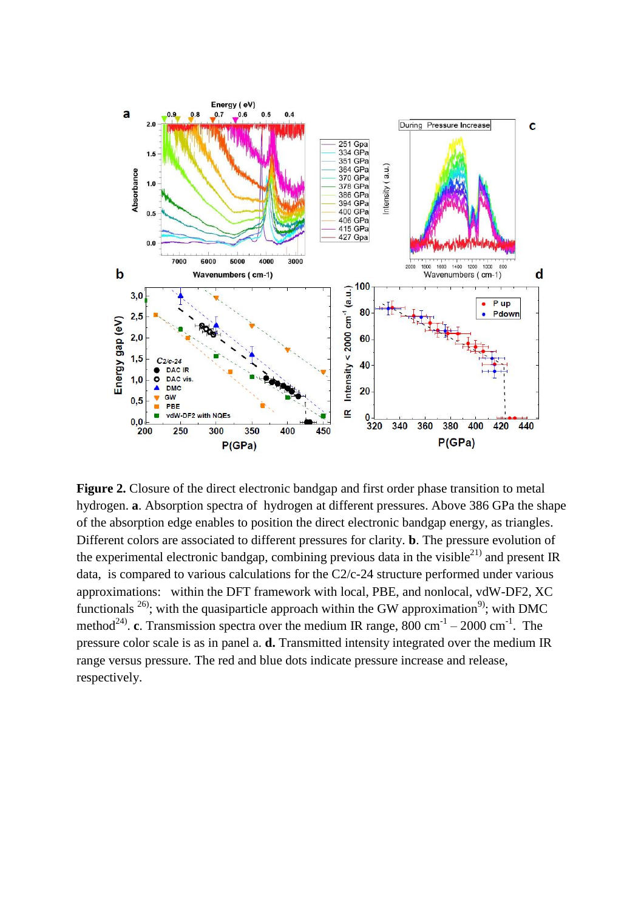**Figure 2.** Closure of the direct electronic bandgap and first order phase transition to metal hydrogen. **a**. Absorption spectra of hydrogen at different pressures. Above 386 GPa the shape of the absorption edge enables to position the direct electronic bandgap energy, as triangles. Different colors are associated to different pressures for clarity. **b**. The pressure evolution of the experimental electronic bandgap, combining previous data in the visible[21] and present IR data, is compared to various calculations for the C2/c-24 structure performed under various approximations: within the DFT framework with local, PBE, and nonlocal, vdW-DF2, XC functionals [26]; with the quasiparticle approach within the GW approximation[9]; with DMC method[24]. **c**. Transmission spectra over the medium IR range, 800 $cm^{-1}$ – 2000 $cm^{-1}$. The pressure color scale is as in panel a. **d.** Transmitted intensity integrated over the medium IR range versus pressure. The red and blue dots indicate pressure increase and release, respectively.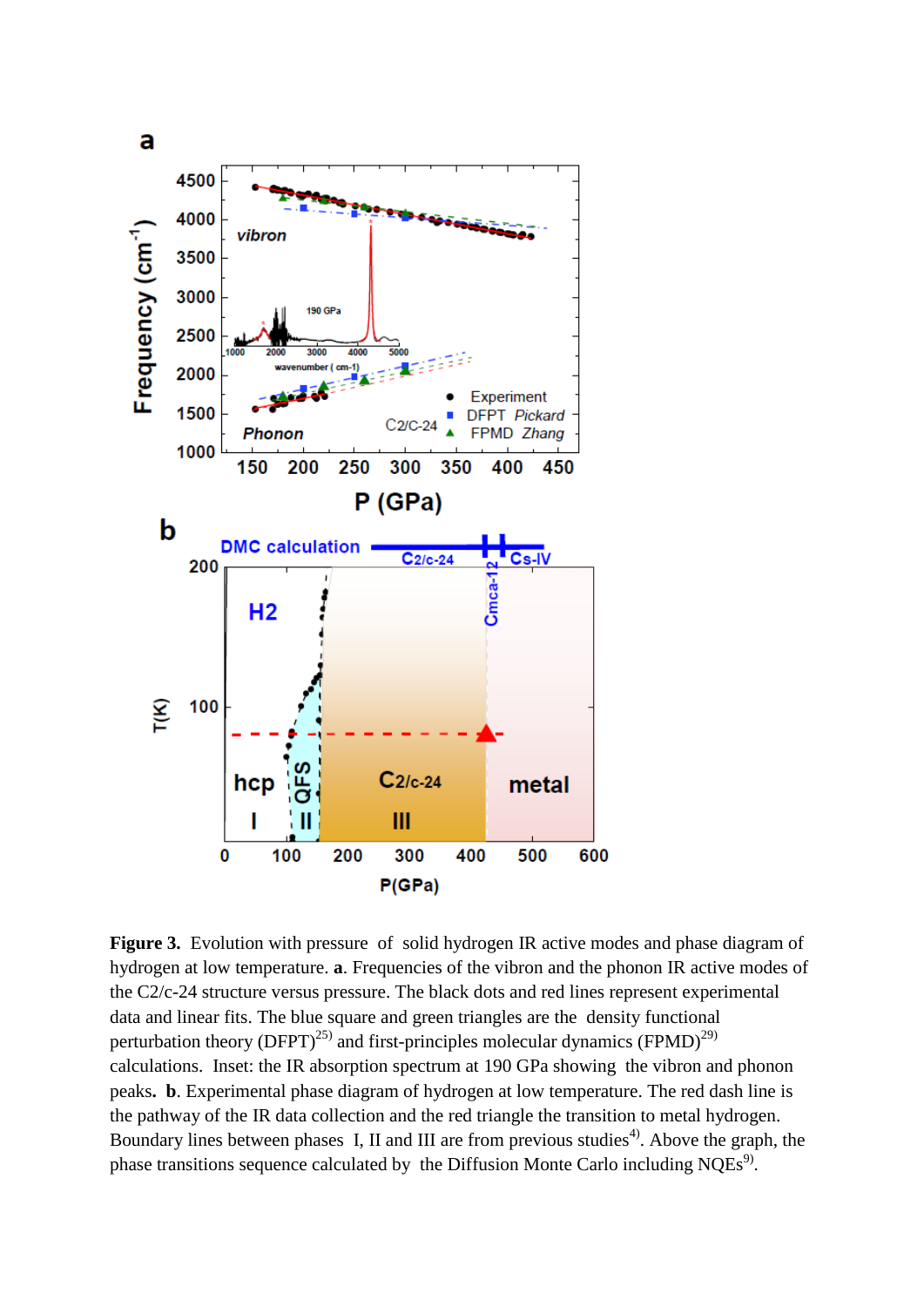**Figure 3.** Evolution with pressure of solid hydrogen IR active modes and phase diagram of hydrogen at low temperature. **a**. Frequencies of the vibron and the phonon IR active modes of the C2/c-24 structure versus pressure. The black dots and red lines represent experimental data and linear fits. The blue square and green triangles are the density functional perturbation theory (DFPT)[25] and first-principles molecular dynamics (FPMD)[29] calculations. Inset: the IR absorption spectrum at 190 GPa showing the vibron and phonon peaks**.** **b**. Experimental phase diagram of hydrogen at low temperature. The red dash line is the pathway of the IR data collection and the red triangle the transition to metal hydrogen. Boundary lines between phases I, II and III are from previous studies[4]. Above the graph, the phase transitions sequence calculated by the Diffusion Monte Carlo including NQEs[9].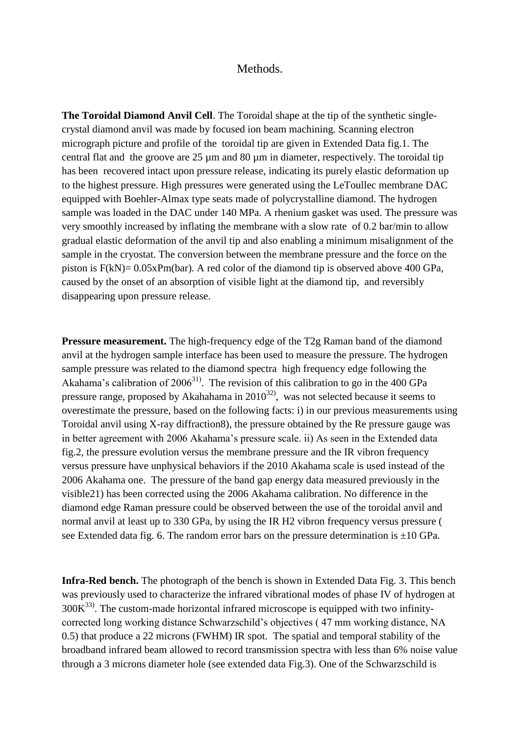# Methods.

**The Toroidal Diamond Anvil Cell**. The Toroidal shape at the tip of the synthetic single-crystal diamond anvil was made by focused ion beam machining. Scanning electron micrograph picture and profile of the toroidal tip are given in Extended Data fig.1. The central flat and the groove are 25 µm and 80 µm in diameter, respectively. The toroidal tip has been recovered intact upon pressure release, indicating its purely elastic deformation up to the highest pressure. High pressures were generated using the LeToullec membrane DAC equipped with Boehler-Almax type seats made of polycrystalline diamond. The hydrogen sample was loaded in the DAC under 140 MPa. A rhenium gasket was used. The pressure was very smoothly increased by inflating the membrane with a slow rate of 0.2 bar/min to allow gradual elastic deformation of the anvil tip and also enabling a minimum misalignment of the sample in the cryostat. The conversion between the membrane pressure and the force on the piston is F(kN)= 0.05xPm(bar). A red color of the diamond tip is observed above 400 GPa, caused by the onset of an absorption of visible light at the diamond tip, and reversibly disappearing upon pressure release.

**Pressure measurement.** The high-frequency edge of the T2g Raman band of the diamond anvil at the hydrogen sample interface has been used to measure the pressure. The hydrogen sample pressure was related to the diamond spectra high frequency edge following the Akahama's calibration of 2006[31]. The revision of this calibration to go in the 400 GPa pressure range, proposed by Akahahama in 2010[32], was not selected because it seems to overestimate the pressure, based on the following facts: i) in our previous measurements using Toroidal anvil using X-ray diffraction8), the pressure obtained by the Re pressure gauge was in better agreement with 2006 Akahama's pressure scale. ii) As seen in the Extended data fig.2, the pressure evolution versus the membrane pressure and the IR vibron frequency versus pressure have unphysical behaviors if the 2010 Akahama scale is used instead of the 2006 Akahama one. The pressure of the band gap energy data measured previously in the visible21) has been corrected using the 2006 Akahama calibration. No difference in the diamond edge Raman pressure could be observed between the use of the toroidal anvil and normal anvil at least up to 330 GPa, by using the IR $H_2$ vibron frequency versus pressure ( see Extended data fig. 6. The random error bars on the pressure determination is ±10 GPa.

**Infra-Red bench.** The photograph of the bench is shown in Extended Data Fig. 3. This bench was previously used to characterize the infrared vibrational modes of phase IV of hydrogen at 300K[33]. The custom-made horizontal infrared microscope is equipped with two infinity-corrected long working distance Schwarzschild's objectives ( 47 mm working distance, NA 0.5) that produce a 22 microns (FWHM) IR spot. The spatial and temporal stability of the broadband infrared beam allowed to record transmission spectra with less than 6% noise value through a 3 microns diameter hole (see extended data Fig.3). One of the Schwarzschild is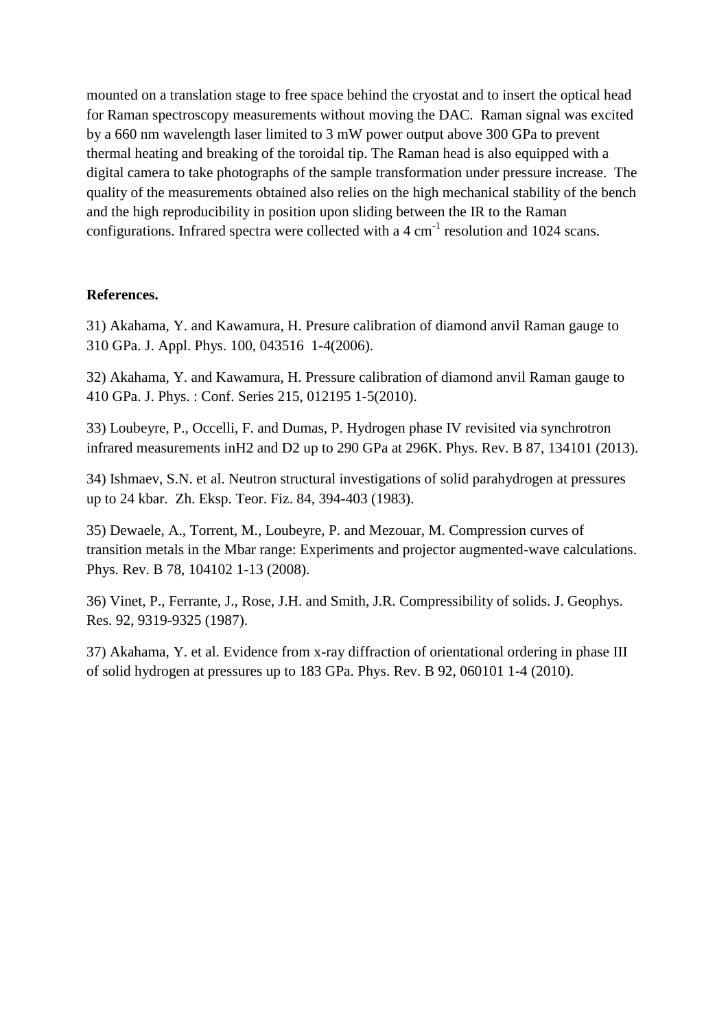mounted on a translation stage to free space behind the cryostat and to insert the optical head for Raman spectroscopy measurements without moving the DAC. Raman signal was excited by a 660 nm wavelength laser limited to 3 mW power output above 300 GPa to prevent thermal heating and breaking of the toroidal tip. The Raman head is also equipped with a digital camera to take photographs of the sample transformation under pressure increase. The quality of the measurements obtained also relies on the high mechanical stability of the bench and the high reproducibility in position upon sliding between the IR to the Raman configurations. Infrared spectra were collected with a 4 $cm^{-1}$ resolution and 1024 scans.

**References.**

31) Akahama, Y. and Kawamura, H. Presure calibration of diamond anvil Raman gauge to 310 GPa. J. Appl. Phys. 100, 043516 1-4(2006).

32) Akahama, Y. and Kawamura, H. Pressure calibration of diamond anvil Raman gauge to 410 GPa. J. Phys. : Conf. Series 215, 012195 1-5(2010).

33) Loubeyre, P., Occelli, F. and Dumas, P. Hydrogen phase IV revisited via synchrotron infrared measurements inH2 and D2 up to 290 GPa at 296K. Phys. Rev. B 87, 134101 (2013).

34) Ishmaev, S.N. et al. Neutron structural investigations of solid parahydrogen at pressures up to 24 kbar. Zh. Eksp. Teor. Fiz. 84, 394-403 (1983).

35) Dewaele, A., Torrent, M., Loubeyre, P. and Mezouar, M. Compression curves of transition metals in the Mbar range: Experiments and projector augmented-wave calculations. Phys. Rev. B 78, 104102 1-13 (2008).

36) Vinet, P., Ferrante, J., Rose, J.H. and Smith, J.R. Compressibility of solids. J. Geophys. Res. 92, 9319-9325 (1987).

37) Akahama, Y. et al. Evidence from x-ray diffraction of orientational ordering in phase III of solid hydrogen at pressures up to 183 GPa. Phys. Rev. B 92, 060101 1-4 (2010).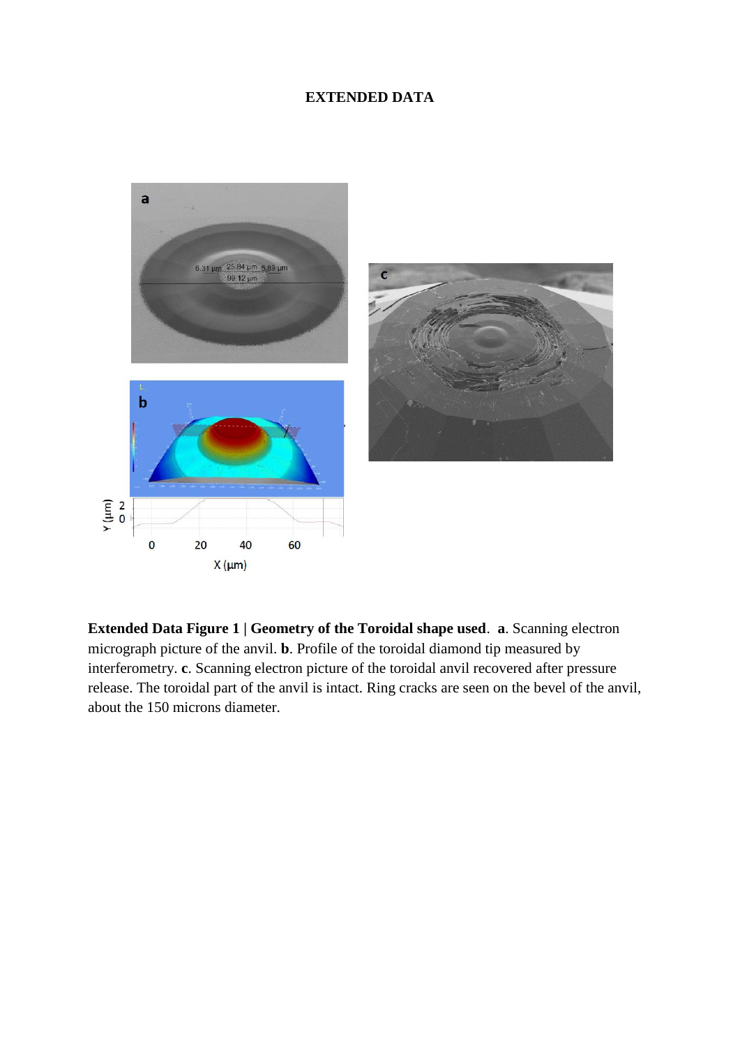# EXTENDED DATA

**Extended Data Figure 1 | Geometry of the Toroidal shape used**. **a**. Scanning electron micrograph picture of the anvil. **b**. Profile of the toroidal diamond tip measured by interferometry. **c**. Scanning electron picture of the toroidal anvil recovered after pressure release. The toroidal part of the anvil is intact. Ring cracks are seen on the bevel of the anvil, about the 150 microns diameter.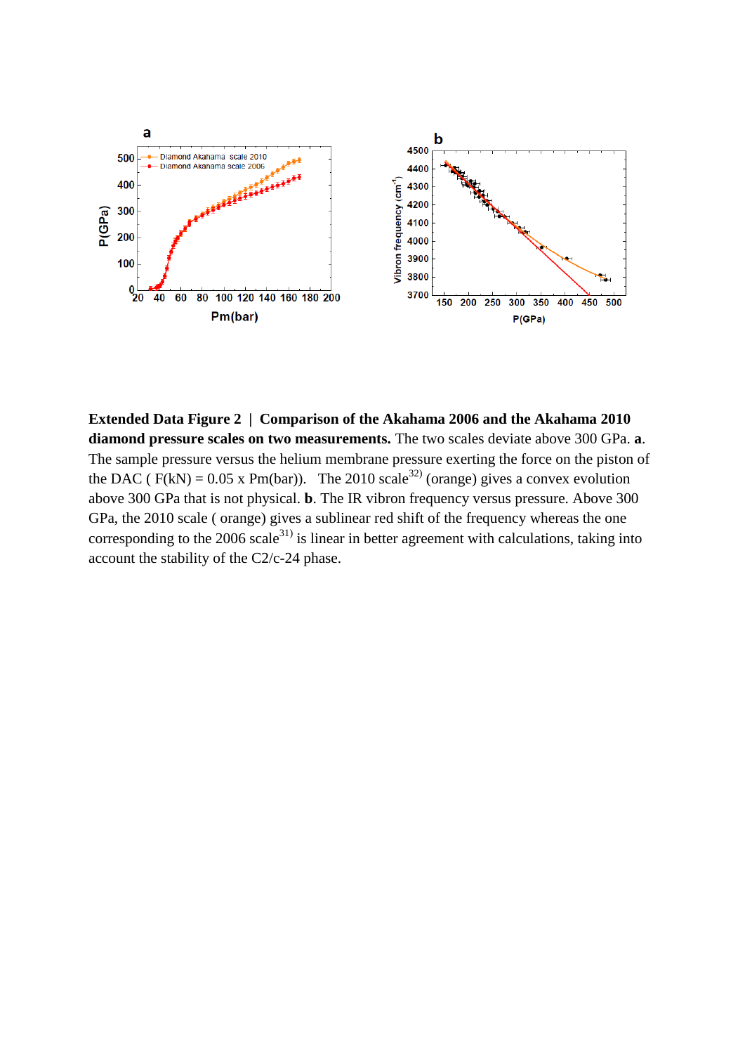**Extended Data Figure 2 | Comparison of the Akahama 2006 and the Akahama 2010 diamond pressure scales on two measurements.** The two scales deviate above 300 GPa. **a**. The sample pressure versus the helium membrane pressure exerting the force on the piston of the DAC ( F(kN) = 0.05 x Pm(bar)). The 2010 scale[32)] (orange) gives a convex evolution above 300 GPa that is not physical. **b**. The IR vibron frequency versus pressure. Above 300 GPa, the 2010 scale ( orange) gives a sublinear red shift of the frequency whereas the one corresponding to the 2006 scale[31)] is linear in better agreement with calculations, taking into account the stability of the C2/c-24 phase.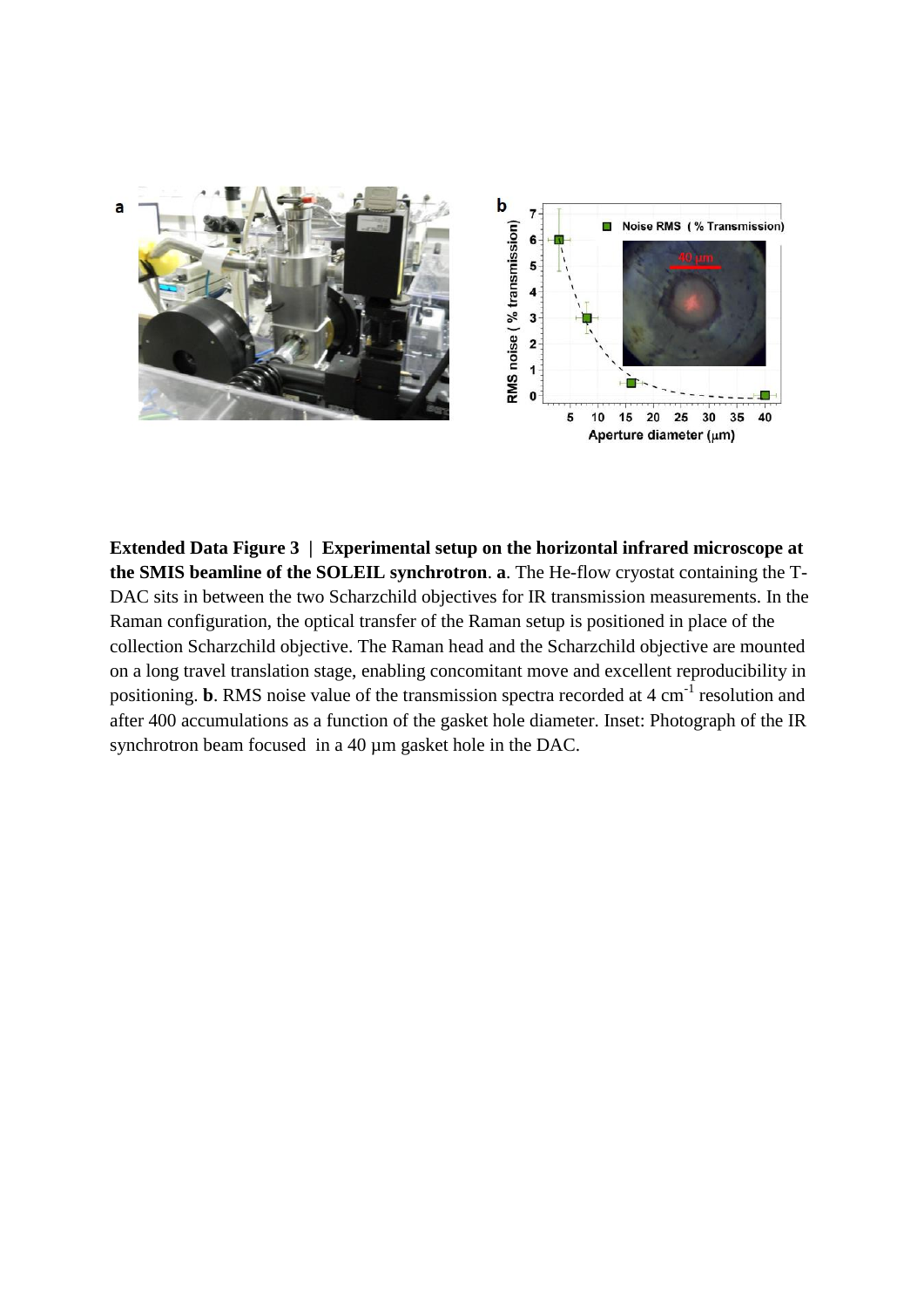**Extended Data Figure 3 | Experimental setup on the horizontal infrared microscope at the SMIS beamline of the SOLEIL synchrotron**. **a**. The He-flow cryostat containing the T-DAC sits in between the two Scharzchild objectives for IR transmission measurements. In the Raman configuration, the optical transfer of the Raman setup is positioned in place of the collection Scharzchild objective. The Raman head and the Scharzchild objective are mounted on a long travel translation stage, enabling concomitant move and excellent reproducibility in positioning. **b**. RMS noise value of the transmission spectra recorded at 4 $cm^{-1}$ resolution and after 400 accumulations as a function of the gasket hole diameter. Inset: Photograph of the IR synchrotron beam focused in a 40 µm gasket hole in the DAC.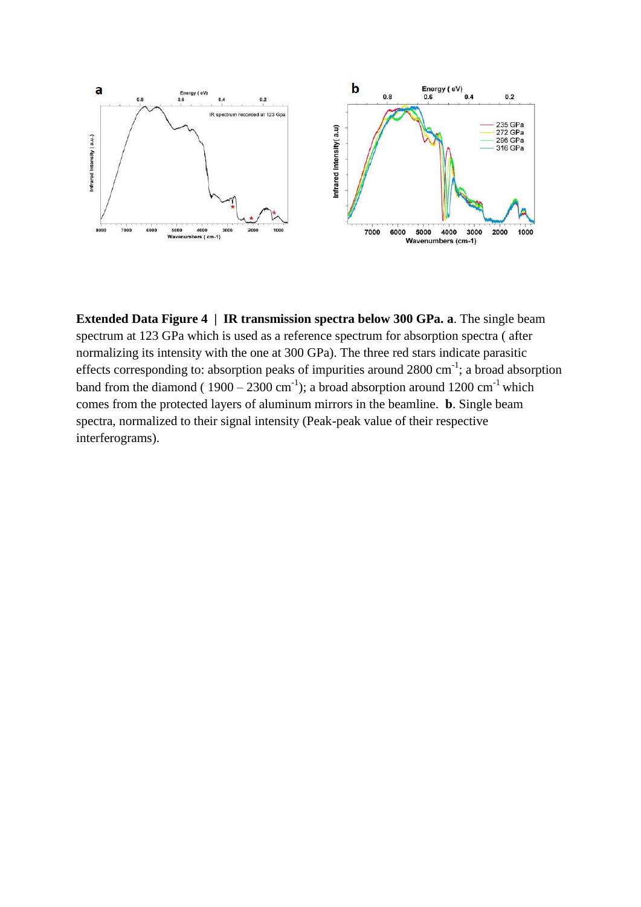**Extended Data Figure 4 | IR transmission spectra below 300 GPa. a**. The single beam spectrum at 123 GPa which is used as a reference spectrum for absorption spectra ( after normalizing its intensity with the one at 300 GPa). The three red stars indicate parasitic effects corresponding to: absorption peaks of impurities around 2800 cm$^{-1}$; a broad absorption band from the diamond ( 1900 – 2300 cm$^{-1}$); a broad absorption around 1200 cm$^{-1}$ which comes from the protected layers of aluminum mirrors in the beamline. **b**. Single beam spectra, normalized to their signal intensity (Peak-peak value of their respective interferograms).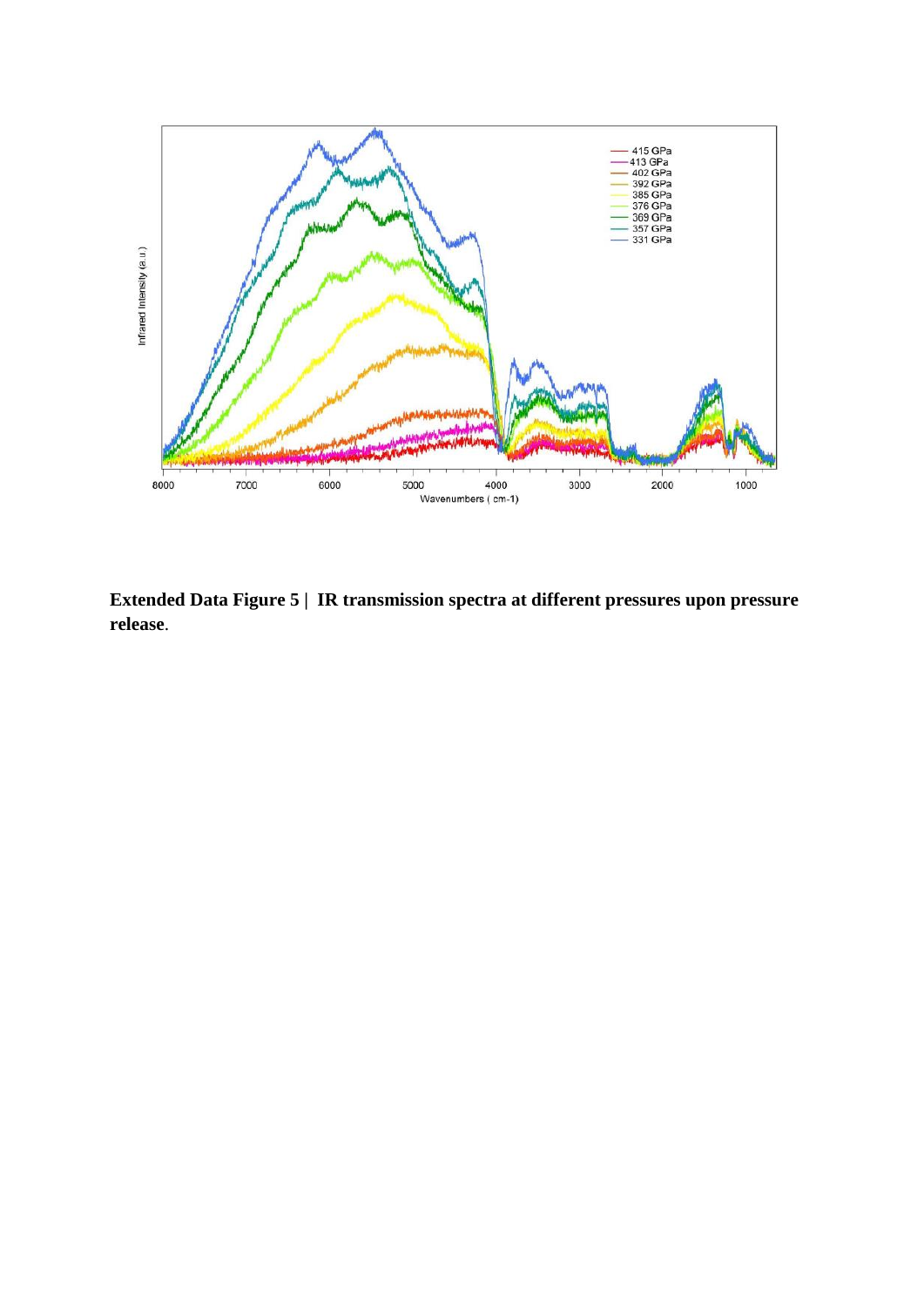**Extended Data Figure 5 | IR transmission spectra at different pressures upon pressure release**.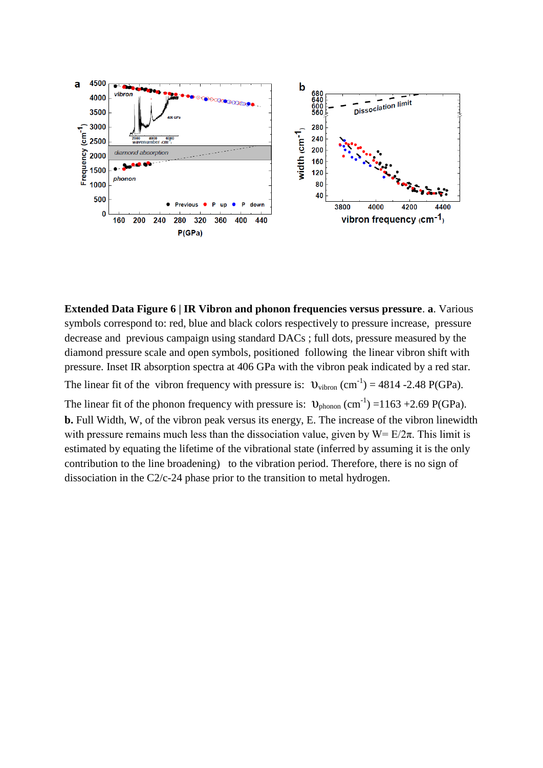**Extended Data Figure 6 | IR Vibron and phonon frequencies versus pressure**. **a**. Various symbols correspond to: red, blue and black colors respectively to pressure increase, pressure decrease and previous campaign using standard DACs ; full dots, pressure measured by the diamond pressure scale and open symbols, positioned following the linear vibron shift with pressure. Inset IR absorption spectra at 406 GPa with the vibron peak indicated by a red star.

The linear fit of the vibron frequency with pressure is: $\upsilon_{vibron}$ ($cm^{-1}$) = 4814 -2.48 P(GPa).

The linear fit of the phonon frequency with pressure is: $\upsilon_{phonon}$ ($cm^{-1}$) =1163 +2.69 P(GPa).

**b.** Full Width, W, of the vibron peak versus its energy, E. The increase of the vibron linewidth with pressure remains much less than the dissociation value, given by $W= E/2\pi$. This limit is estimated by equating the lifetime of the vibrational state (inferred by assuming it is the only contribution to the line broadening) to the vibration period. Therefore, there is no sign of dissociation in the C2/c-24 phase prior to the transition to metal hydrogen.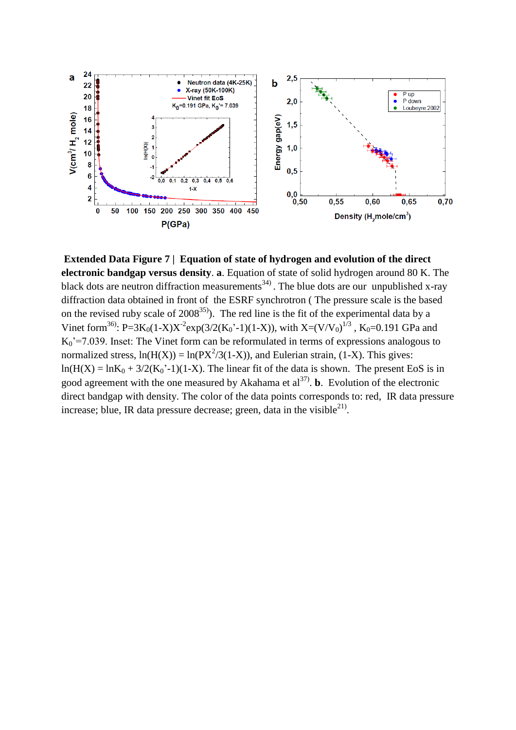**Extended Data Figure 7 | Equation of state of hydrogen and evolution of the direct electronic bandgap versus density**. **a**. Equation of state of solid hydrogen around 80 K. The black dots are neutron diffraction measurements[34]. The blue dots are our unpublished x-ray diffraction data obtained in front of the ESRF synchrotron ( The pressure scale is the based on the revised ruby scale of 2008[35]). The red line is the fit of the experimental data by a Vinet form[36]: $P=3K_0(1-X)X^{-2}\exp(3/2(K_0'-1)(1-X))$, with $X=(V/V_0)^{1/3}$, $K_0$=0.191 GPa and $K_0'$=7.039. Inset: The Vinet form can be reformulated in terms of expressions analogous to normalized stress, $\ln(H(X)) = \ln(PX^2/3(1-X))$, and Eulerian strain, $(1-X)$. This gives: $\ln(H(X)) = \ln K_0 + 3/2(K_0'-1)(1-X)$. The linear fit of the data is shown. The present EoS is in good agreement with the one measured by Akahama et al[37]. **b**. Evolution of the electronic direct bandgap with density. The color of the data points corresponds to: red, IR data pressure increase; blue, IR data pressure decrease; green, data in the visible[21].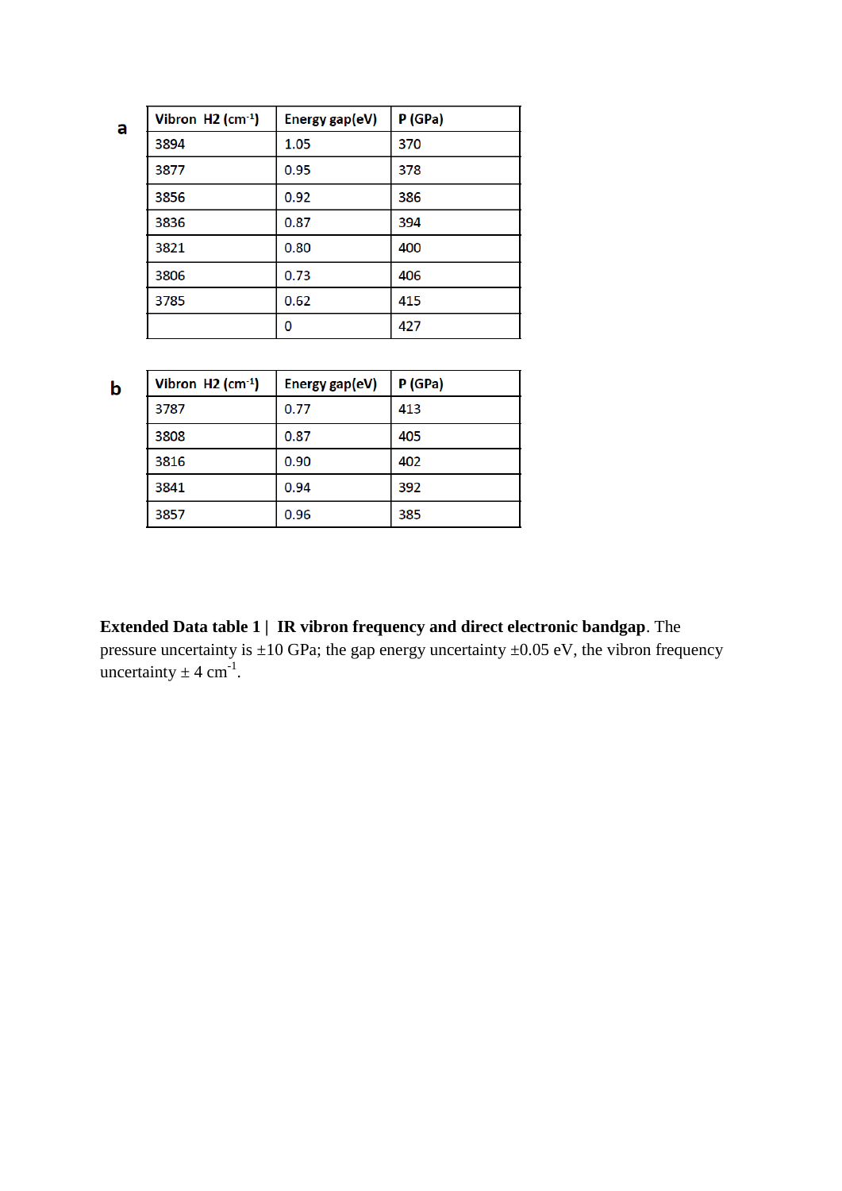**a**

| Vibron H2 ($cm^{-1}$) | Energy gap(eV) | P (GPa) |
|---|---|---|
| 3894 | 1.05 | 370 |
| 3877 | 0.95 | 378 |
| 3856 | 0.92 | 386 |
| 3836 | 0.87 | 394 |
| 3821 | 0.80 | 400 |
| 3806 | 0.73 | 406 |
| 3785 | 0.62 | 415 |
| | 0 | 427 |

**b**

| Vibron H2 ($cm^{-1}$) | Energy gap(eV) | P (GPa) |
|---|---|---|
| 3787 | 0.77 | 413 |
| 3808 | 0.87 | 405 |
| 3816 | 0.90 | 402 |
| 3841 | 0.94 | 392 |
| 3857 | 0.96 | 385 |

**Extended Data table 1 | IR vibron frequency and direct electronic bandgap**. The pressure uncertainty is ±10 GPa; the gap energy uncertainty ±0.05 eV, the vibron frequency uncertainty ± 4 $cm^{-1}$.